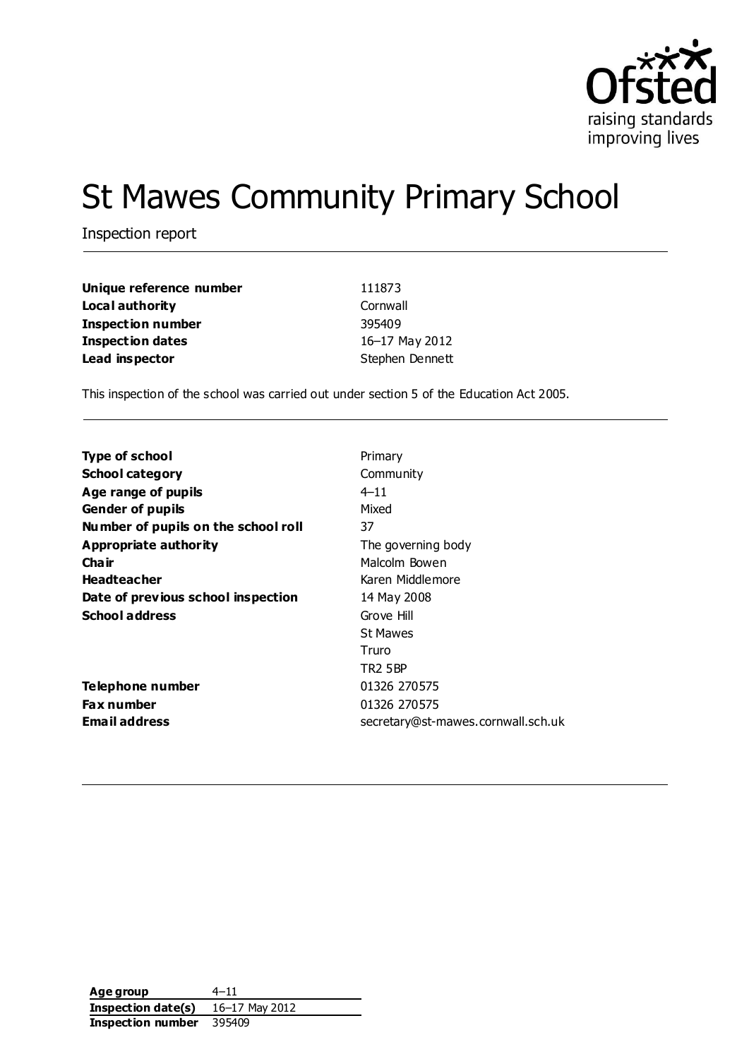# St Mawes Community Primary School

Inspection report

| | |
|---|---|
| **Unique reference number** | 111873 |
| **Local authority** | Cornwall |
| **Inspection number** | 395409 |
| **Inspection dates** | 16–17 May 2012 |
| **Lead inspector** | Stephen Dennett |

This inspection of the school was carried out under section 5 of the Education Act 2005.

| | |
|---|---|
| **Type of school** | Primary |
| **School category** | Community |
| **Age range of pupils** | 4–11 |
| **Gender of pupils** | Mixed |
| **Number of pupils on the school roll** | 37 |
| **Appropriate authority** | The governing body |
| **Chair** | Malcolm Bowen |
| **Headteacher** | Karen Middlemore |
| **Date of previous school inspection** | 14 May 2008 |
| **School address** | Grove Hill<br>St Mawes<br>Truro<br>TR2 5BP |
| **Telephone number** | 01326 270575 |
| **Fax number** | 01326 270575 |
| **Email address** | secretary@st-mawes.cornwall.sch.uk |

| | |
|---|---|
| **Age group** | 4–11 |
| **Inspection date(s)** | 16–17 May 2012 |
| **Inspection number** | 395409 |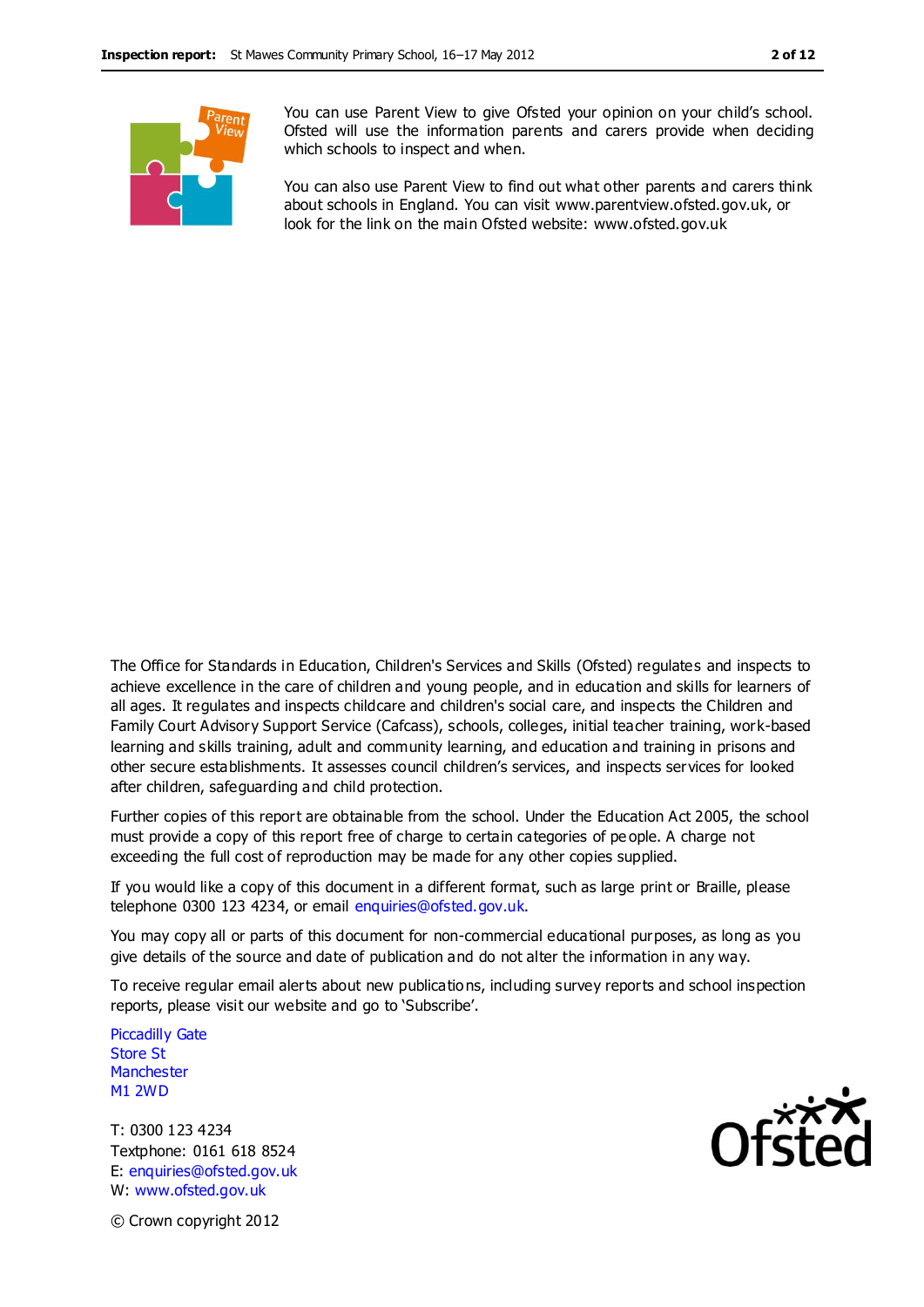You can use Parent View to give Ofsted your opinion on your child's school. Ofsted will use the information parents and carers provide when deciding which schools to inspect and when.

You can also use Parent View to find out what other parents and carers think about schools in England. You can visit www.parentview.ofsted.gov.uk, or look for the link on the main Ofsted website: www.ofsted.gov.uk

The Office for Standards in Education, Children's Services and Skills (Ofsted) regulates and inspects to achieve excellence in the care of children and young people, and in education and skills for learners of all ages. It regulates and inspects childcare and children's social care, and inspects the Children and Family Court Advisory Support Service (Cafcass), schools, colleges, initial teacher training, work-based learning and skills training, adult and community learning, and education and training in prisons and other secure establishments. It assesses council children's services, and inspects services for looked after children, safeguarding and child protection.

Further copies of this report are obtainable from the school. Under the Education Act 2005, the school must provide a copy of this report free of charge to certain categories of people. A charge not exceeding the full cost of reproduction may be made for any other copies supplied.

If you would like a copy of this document in a different format, such as large print or Braille, please telephone 0300 123 4234, or email enquiries@ofsted.gov.uk.

You may copy all or parts of this document for non-commercial educational purposes, as long as you give details of the source and date of publication and do not alter the information in any way.

To receive regular email alerts about new publications, including survey reports and school inspection reports, please visit our website and go to 'Subscribe'.

Piccadilly Gate
Store St
Manchester
M1 2WD

T: 0300 123 4234
Textphone: 0161 618 8524
E: enquiries@ofsted.gov.uk
W: www.ofsted.gov.uk

© Crown copyright 2012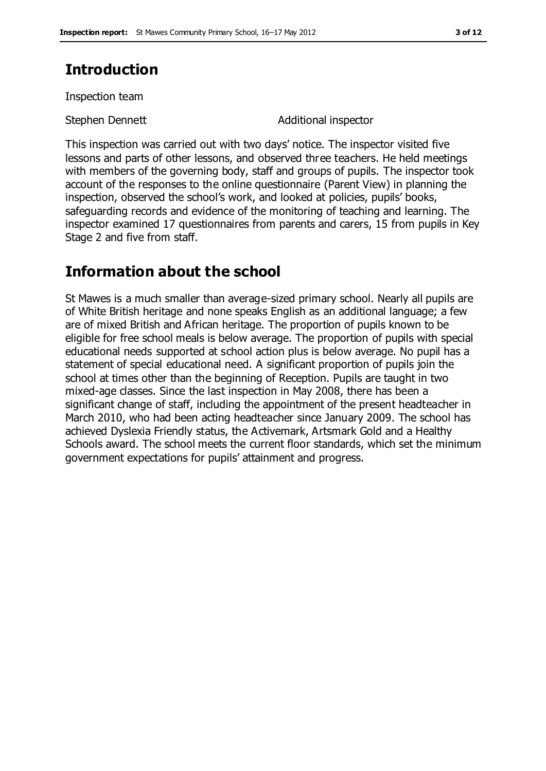# Introduction

Inspection team

| | |
|---|---|
| Stephen Dennett | Additional inspector |

This inspection was carried out with two days' notice. The inspector visited five lessons and parts of other lessons, and observed three teachers. He held meetings with members of the governing body, staff and groups of pupils. The inspector took account of the responses to the online questionnaire (Parent View) in planning the inspection, observed the school's work, and looked at policies, pupils' books, safeguarding records and evidence of the monitoring of teaching and learning. The inspector examined 17 questionnaires from parents and carers, 15 from pupils in Key Stage 2 and five from staff.

# Information about the school

St Mawes is a much smaller than average-sized primary school. Nearly all pupils are of White British heritage and none speaks English as an additional language; a few are of mixed British and African heritage. The proportion of pupils known to be eligible for free school meals is below average. The proportion of pupils with special educational needs supported at school action plus is below average. No pupil has a statement of special educational need. A significant proportion of pupils join the school at times other than the beginning of Reception. Pupils are taught in two mixed-age classes. Since the last inspection in May 2008, there has been a significant change of staff, including the appointment of the present headteacher in March 2010, who had been acting headteacher since January 2009. The school has achieved Dyslexia Friendly status, the Activemark, Artsmark Gold and a Healthy Schools award. The school meets the current floor standards, which set the minimum government expectations for pupils' attainment and progress.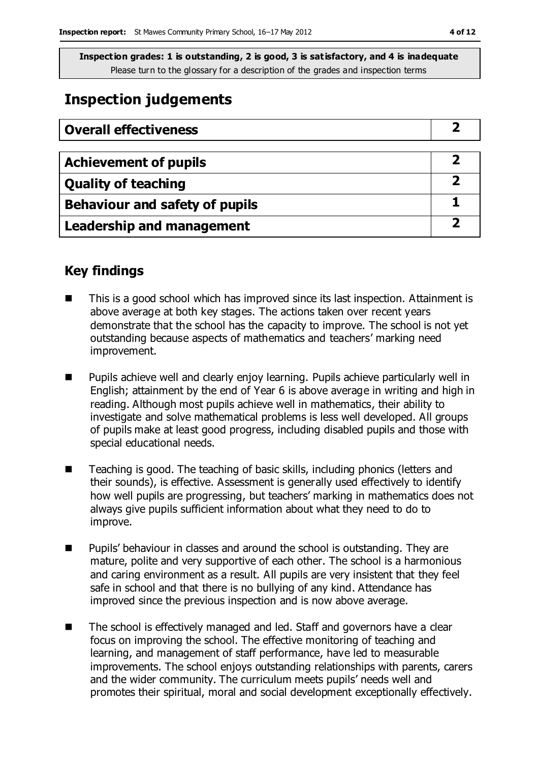**Inspection grades: 1 is outstanding, 2 is good, 3 is satisfactory, and 4 is inadequate**
Please turn to the glossary for a description of the grades and inspection terms

# Inspection judgements

| Overall effectiveness | 2 |
|---|---|
| **Achievement of pupils** | **2** |
| **Quality of teaching** | **2** |
| **Behaviour and safety of pupils** | **1** |
| **Leadership and management** | **2** |

## Key findings

- This is a good school which has improved since its last inspection. Attainment is above average at both key stages. The actions taken over recent years demonstrate that the school has the capacity to improve. The school is not yet outstanding because aspects of mathematics and teachers' marking need improvement.
- Pupils achieve well and clearly enjoy learning. Pupils achieve particularly well in English; attainment by the end of Year 6 is above average in writing and high in reading. Although most pupils achieve well in mathematics, their ability to investigate and solve mathematical problems is less well developed. All groups of pupils make at least good progress, including disabled pupils and those with special educational needs.
- Teaching is good. The teaching of basic skills, including phonics (letters and their sounds), is effective. Assessment is generally used effectively to identify how well pupils are progressing, but teachers' marking in mathematics does not always give pupils sufficient information about what they need to do to improve.
- Pupils' behaviour in classes and around the school is outstanding. They are mature, polite and very supportive of each other. The school is a harmonious and caring environment as a result. All pupils are very insistent that they feel safe in school and that there is no bullying of any kind. Attendance has improved since the previous inspection and is now above average.
- The school is effectively managed and led. Staff and governors have a clear focus on improving the school. The effective monitoring of teaching and learning, and management of staff performance, have led to measurable improvements. The school enjoys outstanding relationships with parents, carers and the wider community. The curriculum meets pupils' needs well and promotes their spiritual, moral and social development exceptionally effectively.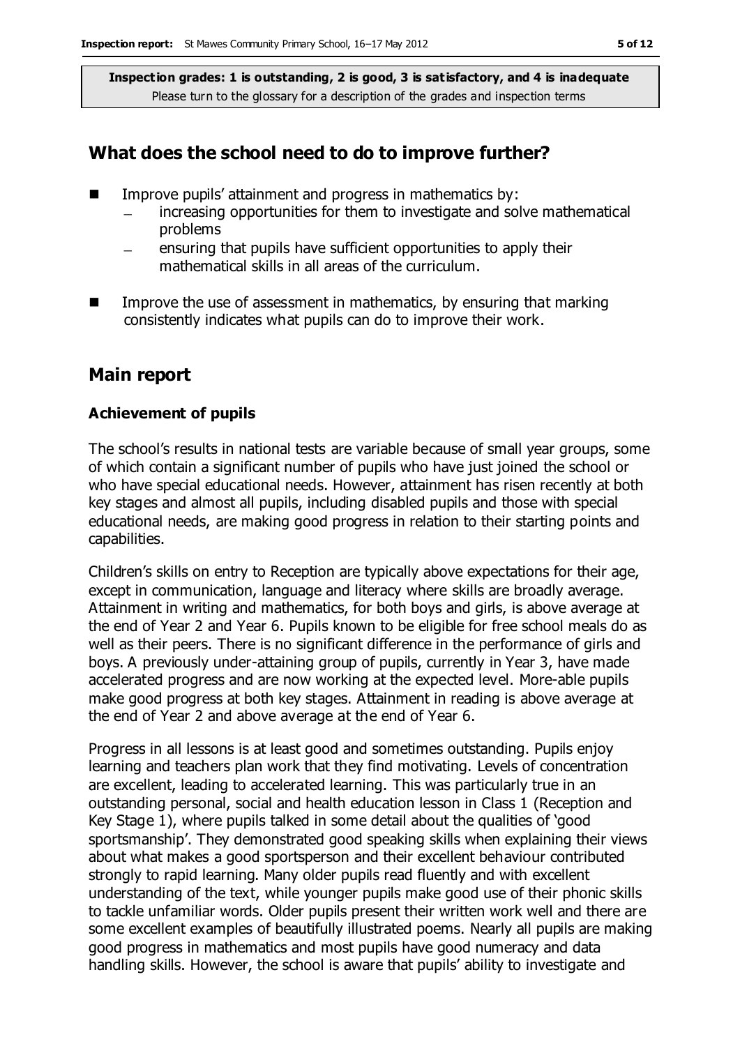**Inspection grades: 1 is outstanding, 2 is good, 3 is satisfactory, and 4 is inadequate**
Please turn to the glossary for a description of the grades and inspection terms

## What does the school need to do to improve further?

- Improve pupils' attainment and progress in mathematics by:
  - increasing opportunities for them to investigate and solve mathematical problems
  - ensuring that pupils have sufficient opportunities to apply their mathematical skills in all areas of the curriculum.
- Improve the use of assessment in mathematics, by ensuring that marking consistently indicates what pupils can do to improve their work.

## Main report

### Achievement of pupils

The school's results in national tests are variable because of small year groups, some of which contain a significant number of pupils who have just joined the school or who have special educational needs. However, attainment has risen recently at both key stages and almost all pupils, including disabled pupils and those with special educational needs, are making good progress in relation to their starting points and capabilities.

Children's skills on entry to Reception are typically above expectations for their age, except in communication, language and literacy where skills are broadly average. Attainment in writing and mathematics, for both boys and girls, is above average at the end of Year 2 and Year 6. Pupils known to be eligible for free school meals do as well as their peers. There is no significant difference in the performance of girls and boys. A previously under-attaining group of pupils, currently in Year 3, have made accelerated progress and are now working at the expected level. More-able pupils make good progress at both key stages. Attainment in reading is above average at the end of Year 2 and above average at the end of Year 6.

Progress in all lessons is at least good and sometimes outstanding. Pupils enjoy learning and teachers plan work that they find motivating. Levels of concentration are excellent, leading to accelerated learning. This was particularly true in an outstanding personal, social and health education lesson in Class 1 (Reception and Key Stage 1), where pupils talked in some detail about the qualities of 'good sportsmanship'. They demonstrated good speaking skills when explaining their views about what makes a good sportsperson and their excellent behaviour contributed strongly to rapid learning. Many older pupils read fluently and with excellent understanding of the text, while younger pupils make good use of their phonic skills to tackle unfamiliar words. Older pupils present their written work well and there are some excellent examples of beautifully illustrated poems. Nearly all pupils are making good progress in mathematics and most pupils have good numeracy and data handling skills. However, the school is aware that pupils' ability to investigate and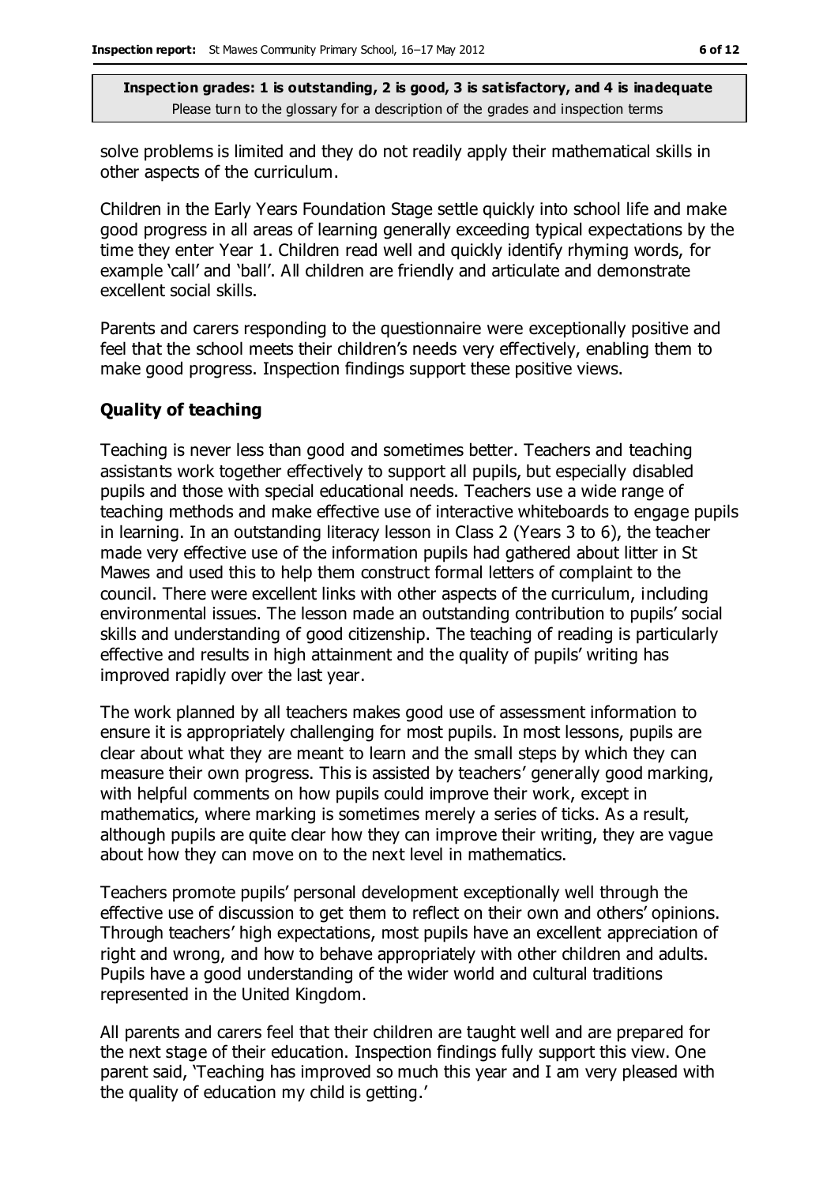solve problems is limited and they do not readily apply their mathematical skills in other aspects of the curriculum.

Children in the Early Years Foundation Stage settle quickly into school life and make good progress in all areas of learning generally exceeding typical expectations by the time they enter Year 1. Children read well and quickly identify rhyming words, for example 'call' and 'ball'. All children are friendly and articulate and demonstrate excellent social skills.

Parents and carers responding to the questionnaire were exceptionally positive and feel that the school meets their children's needs very effectively, enabling them to make good progress. Inspection findings support these positive views.

### Quality of teaching

Teaching is never less than good and sometimes better. Teachers and teaching assistants work together effectively to support all pupils, but especially disabled pupils and those with special educational needs. Teachers use a wide range of teaching methods and make effective use of interactive whiteboards to engage pupils in learning. In an outstanding literacy lesson in Class 2 (Years 3 to 6), the teacher made very effective use of the information pupils had gathered about litter in St Mawes and used this to help them construct formal letters of complaint to the council. There were excellent links with other aspects of the curriculum, including environmental issues. The lesson made an outstanding contribution to pupils' social skills and understanding of good citizenship. The teaching of reading is particularly effective and results in high attainment and the quality of pupils' writing has improved rapidly over the last year.

The work planned by all teachers makes good use of assessment information to ensure it is appropriately challenging for most pupils. In most lessons, pupils are clear about what they are meant to learn and the small steps by which they can measure their own progress. This is assisted by teachers' generally good marking, with helpful comments on how pupils could improve their work, except in mathematics, where marking is sometimes merely a series of ticks. As a result, although pupils are quite clear how they can improve their writing, they are vague about how they can move on to the next level in mathematics.

Teachers promote pupils' personal development exceptionally well through the effective use of discussion to get them to reflect on their own and others' opinions. Through teachers' high expectations, most pupils have an excellent appreciation of right and wrong, and how to behave appropriately with other children and adults. Pupils have a good understanding of the wider world and cultural traditions represented in the United Kingdom.

All parents and carers feel that their children are taught well and are prepared for the next stage of their education. Inspection findings fully support this view. One parent said, 'Teaching has improved so much this year and I am very pleased with the quality of education my child is getting.'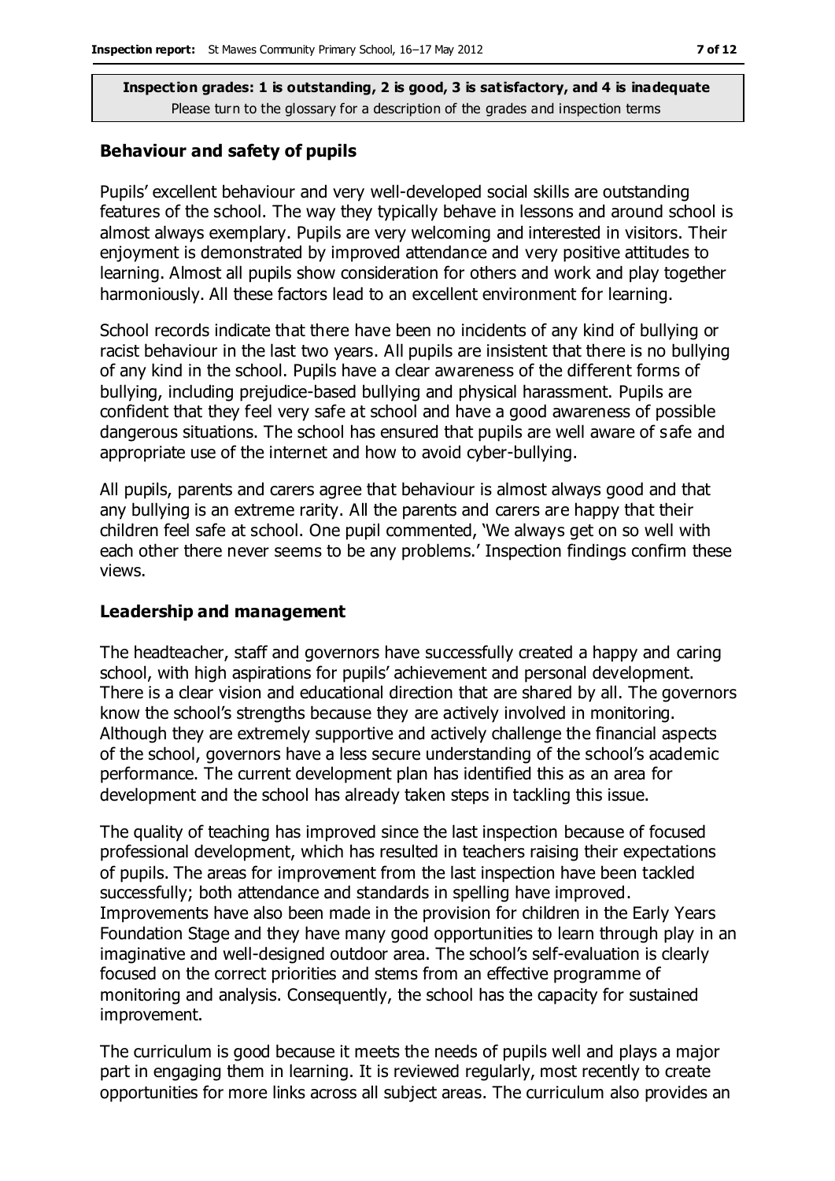**Inspection grades: 1 is outstanding, 2 is good, 3 is satisfactory, and 4 is inadequate**
Please turn to the glossary for a description of the grades and inspection terms

### Behaviour and safety of pupils

Pupils' excellent behaviour and very well-developed social skills are outstanding features of the school. The way they typically behave in lessons and around school is almost always exemplary. Pupils are very welcoming and interested in visitors. Their enjoyment is demonstrated by improved attendance and very positive attitudes to learning. Almost all pupils show consideration for others and work and play together harmoniously. All these factors lead to an excellent environment for learning.

School records indicate that there have been no incidents of any kind of bullying or racist behaviour in the last two years. All pupils are insistent that there is no bullying of any kind in the school. Pupils have a clear awareness of the different forms of bullying, including prejudice-based bullying and physical harassment. Pupils are confident that they feel very safe at school and have a good awareness of possible dangerous situations. The school has ensured that pupils are well aware of safe and appropriate use of the internet and how to avoid cyber-bullying.

All pupils, parents and carers agree that behaviour is almost always good and that any bullying is an extreme rarity. All the parents and carers are happy that their children feel safe at school. One pupil commented, 'We always get on so well with each other there never seems to be any problems.' Inspection findings confirm these views.

### Leadership and management

The headteacher, staff and governors have successfully created a happy and caring school, with high aspirations for pupils' achievement and personal development. There is a clear vision and educational direction that are shared by all. The governors know the school's strengths because they are actively involved in monitoring. Although they are extremely supportive and actively challenge the financial aspects of the school, governors have a less secure understanding of the school's academic performance. The current development plan has identified this as an area for development and the school has already taken steps in tackling this issue.

The quality of teaching has improved since the last inspection because of focused professional development, which has resulted in teachers raising their expectations of pupils. The areas for improvement from the last inspection have been tackled successfully; both attendance and standards in spelling have improved. Improvements have also been made in the provision for children in the Early Years Foundation Stage and they have many good opportunities to learn through play in an imaginative and well-designed outdoor area. The school's self-evaluation is clearly focused on the correct priorities and stems from an effective programme of monitoring and analysis. Consequently, the school has the capacity for sustained improvement.

The curriculum is good because it meets the needs of pupils well and plays a major part in engaging them in learning. It is reviewed regularly, most recently to create opportunities for more links across all subject areas. The curriculum also provides an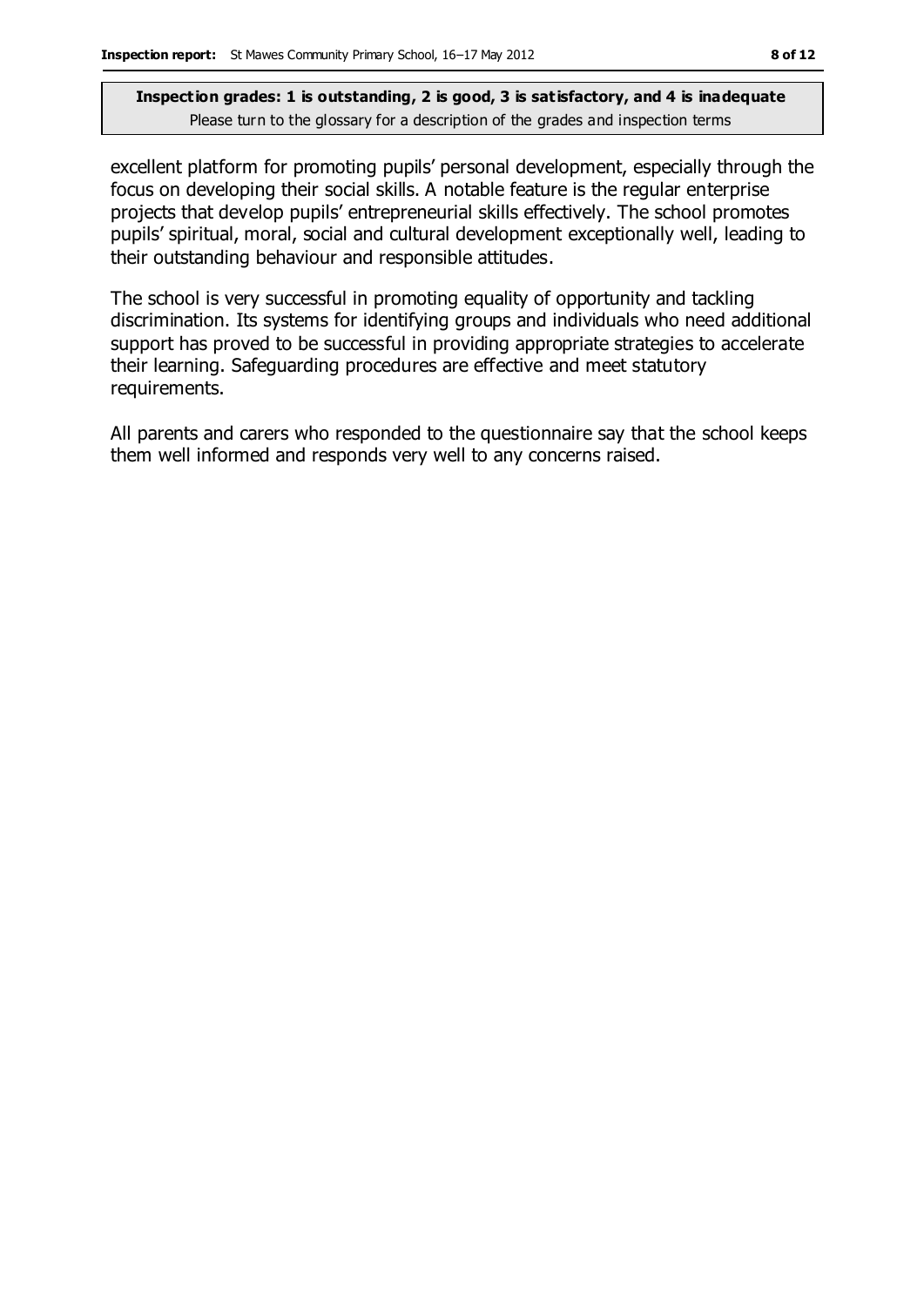excellent platform for promoting pupils' personal development, especially through the focus on developing their social skills. A notable feature is the regular enterprise projects that develop pupils' entrepreneurial skills effectively. The school promotes pupils' spiritual, moral, social and cultural development exceptionally well, leading to their outstanding behaviour and responsible attitudes.

The school is very successful in promoting equality of opportunity and tackling discrimination. Its systems for identifying groups and individuals who need additional support has proved to be successful in providing appropriate strategies to accelerate their learning. Safeguarding procedures are effective and meet statutory requirements.

All parents and carers who responded to the questionnaire say that the school keeps them well informed and responds very well to any concerns raised.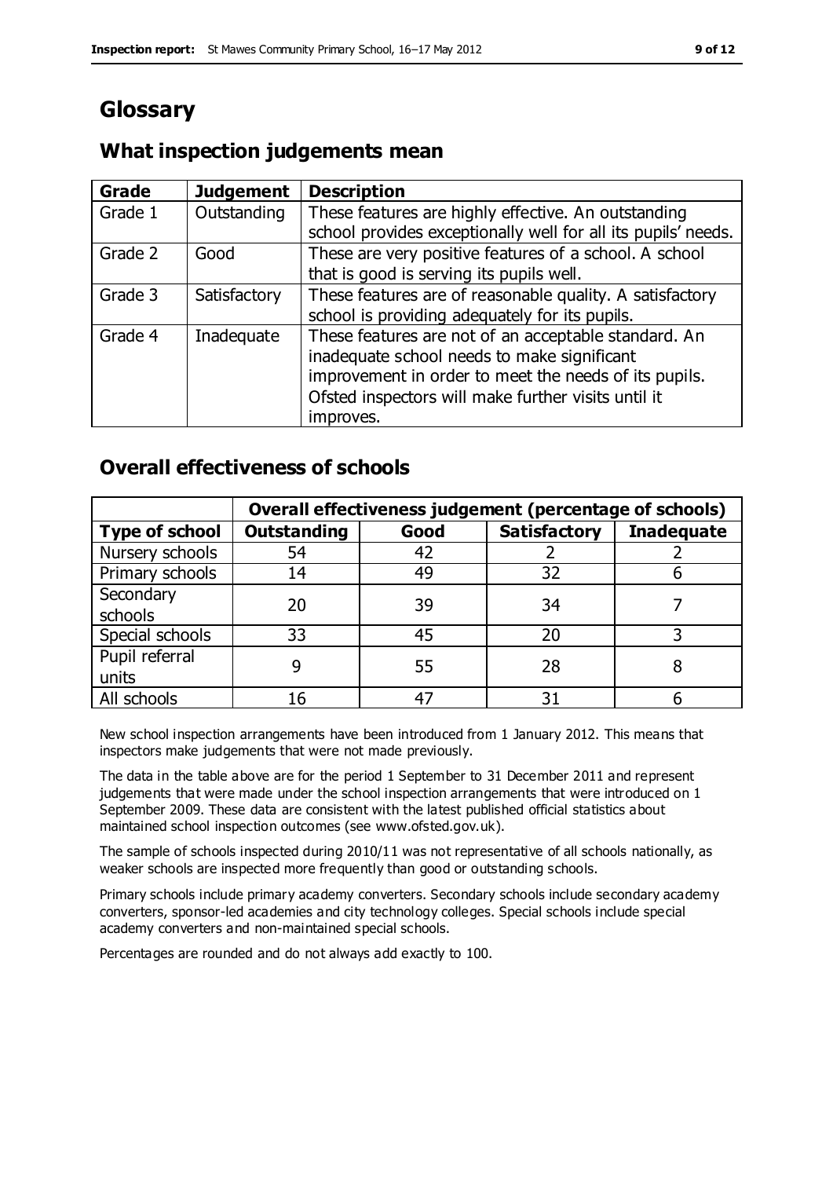# Glossary

## What inspection judgements mean

| Grade | Judgement | Description |
|---|---|---|
| Grade 1 | Outstanding | These features are highly effective. An outstanding school provides exceptionally well for all its pupils' needs. |
| Grade 2 | Good | These are very positive features of a school. A school that is good is serving its pupils well. |
| Grade 3 | Satisfactory | These features are of reasonable quality. A satisfactory school is providing adequately for its pupils. |
| Grade 4 | Inadequate | These features are not of an acceptable standard. An inadequate school needs to make significant improvement in order to meet the needs of its pupils. Ofsted inspectors will make further visits until it improves. |

## Overall effectiveness of schools

| | Overall effectiveness judgement (percentage of schools) | | | |
|---|---|---|---|---|
| **Type of school** | **Outstanding** | **Good** | **Satisfactory** | **Inadequate** |
| Nursery schools | 54 | 42 | 2 | 2 |
| Primary schools | 14 | 49 | 32 | 6 |
| Secondary schools | 20 | 39 | 34 | 7 |
| Special schools | 33 | 45 | 20 | 3 |
| Pupil referral units | 9 | 55 | 28 | 8 |
| All schools | 16 | 47 | 31 | 6 |

New school inspection arrangements have been introduced from 1 January 2012. This means that inspectors make judgements that were not made previously.

The data in the table above are for the period 1 September to 31 December 2011 and represent judgements that were made under the school inspection arrangements that were introduced on 1 September 2009. These data are consistent with the latest published official statistics about maintained school inspection outcomes (see www.ofsted.gov.uk).

The sample of schools inspected during 2010/11 was not representative of all schools nationally, as weaker schools are inspected more frequently than good or outstanding schools.

Primary schools include primary academy converters. Secondary schools include secondary academy converters, sponsor-led academies and city technology colleges. Special schools include special academy converters and non-maintained special schools.

Percentages are rounded and do not always add exactly to 100.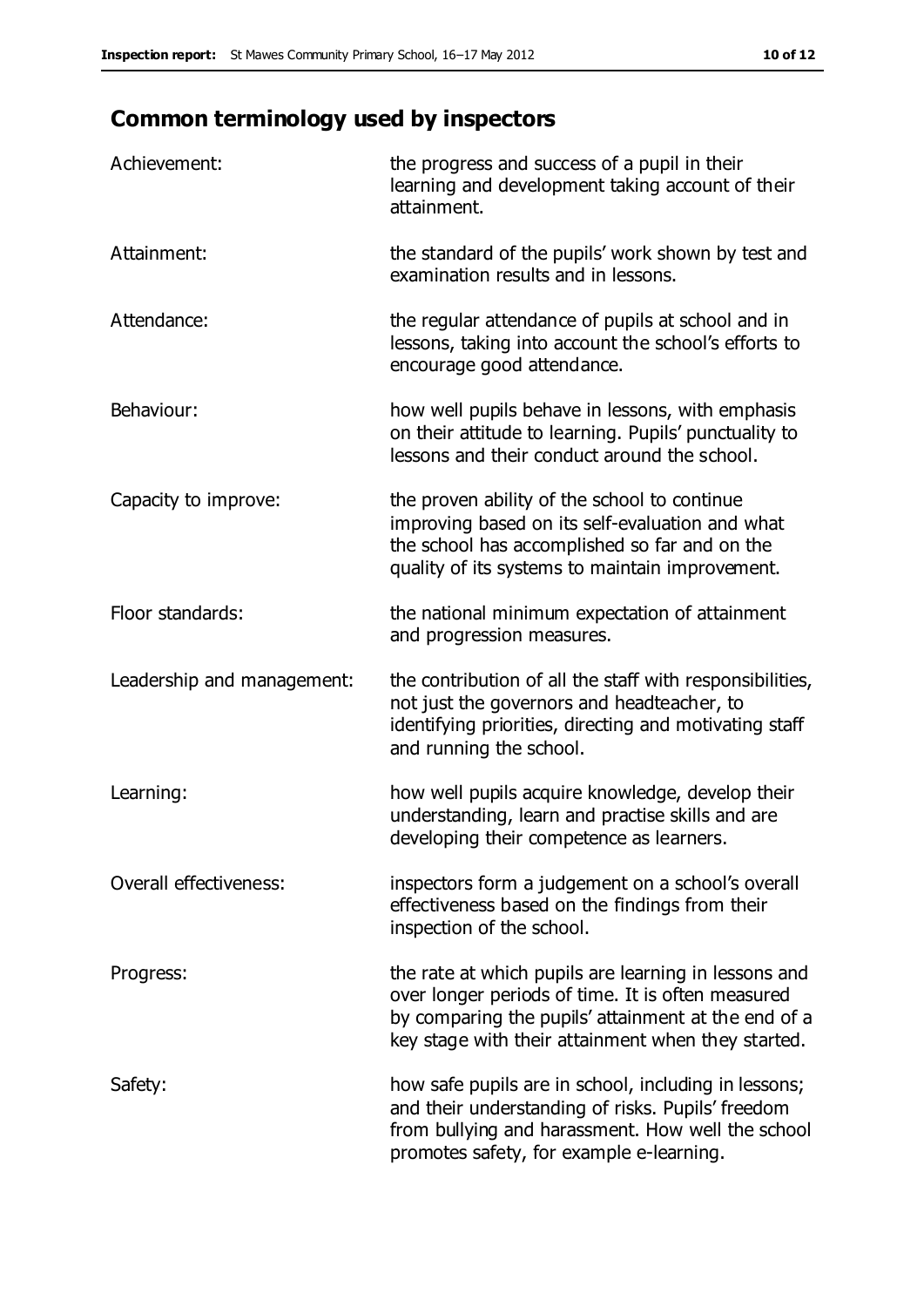## Common terminology used by inspectors

| | |
|---|---|
| Achievement: | the progress and success of a pupil in their learning and development taking account of their attainment. |
| Attainment: | the standard of the pupils' work shown by test and examination results and in lessons. |
| Attendance: | the regular attendance of pupils at school and in lessons, taking into account the school's efforts to encourage good attendance. |
| Behaviour: | how well pupils behave in lessons, with emphasis on their attitude to learning. Pupils' punctuality to lessons and their conduct around the school. |
| Capacity to improve: | the proven ability of the school to continue improving based on its self-evaluation and what the school has accomplished so far and on the quality of its systems to maintain improvement. |
| Floor standards: | the national minimum expectation of attainment and progression measures. |
| Leadership and management: | the contribution of all the staff with responsibilities, not just the governors and headteacher, to identifying priorities, directing and motivating staff and running the school. |
| Learning: | how well pupils acquire knowledge, develop their understanding, learn and practise skills and are developing their competence as learners. |
| Overall effectiveness: | inspectors form a judgement on a school's overall effectiveness based on the findings from their inspection of the school. |
| Progress: | the rate at which pupils are learning in lessons and over longer periods of time. It is often measured by comparing the pupils' attainment at the end of a key stage with their attainment when they started. |
| Safety: | how safe pupils are in school, including in lessons; and their understanding of risks. Pupils' freedom from bullying and harassment. How well the school promotes safety, for example e-learning. |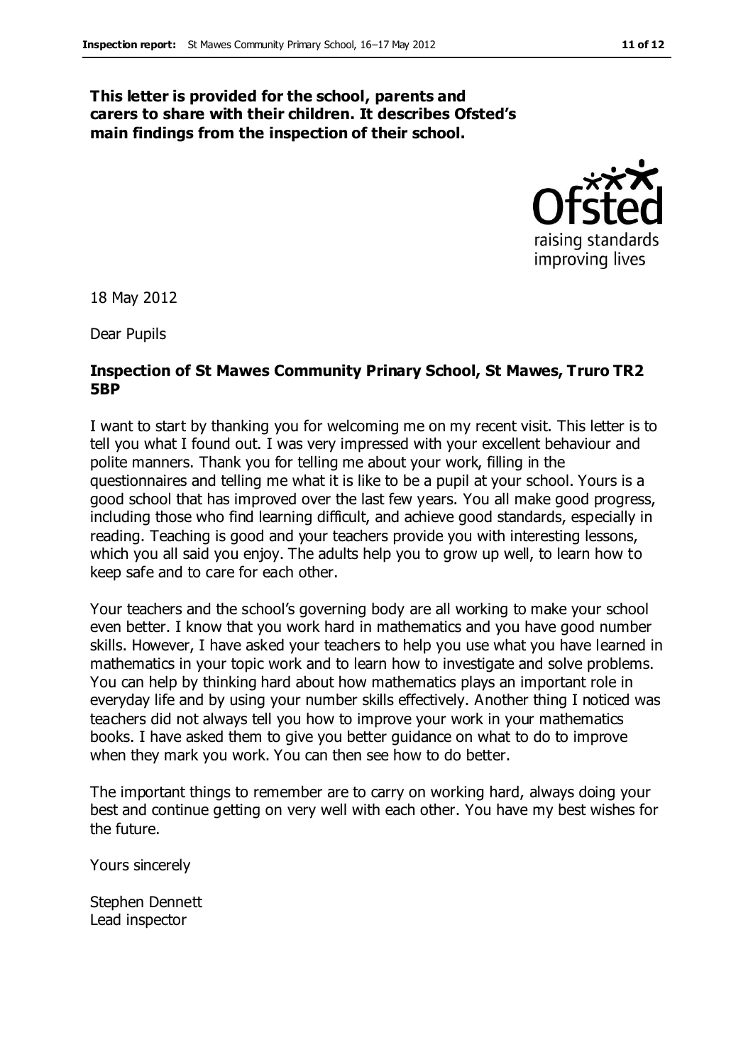**This letter is provided for the school, parents and carers to share with their children. It describes Ofsted's main findings from the inspection of their school.**

18 May 2012

Dear Pupils

**Inspection of St Mawes Community Primary School, St Mawes, Truro TR2 5BP**

I want to start by thanking you for welcoming me on my recent visit. This letter is to tell you what I found out. I was very impressed with your excellent behaviour and polite manners. Thank you for telling me about your work, filling in the questionnaires and telling me what it is like to be a pupil at your school. Yours is a good school that has improved over the last few years. You all make good progress, including those who find learning difficult, and achieve good standards, especially in reading. Teaching is good and your teachers provide you with interesting lessons, which you all said you enjoy. The adults help you to grow up well, to learn how to keep safe and to care for each other.

Your teachers and the school's governing body are all working to make your school even better. I know that you work hard in mathematics and you have good number skills. However, I have asked your teachers to help you use what you have learned in mathematics in your topic work and to learn how to investigate and solve problems. You can help by thinking hard about how mathematics plays an important role in everyday life and by using your number skills effectively. Another thing I noticed was teachers did not always tell you how to improve your work in your mathematics books. I have asked them to give you better guidance on what to do to improve when they mark you work. You can then see how to do better.

The important things to remember are to carry on working hard, always doing your best and continue getting on very well with each other. You have my best wishes for the future.

Yours sincerely

Stephen Dennett
Lead inspector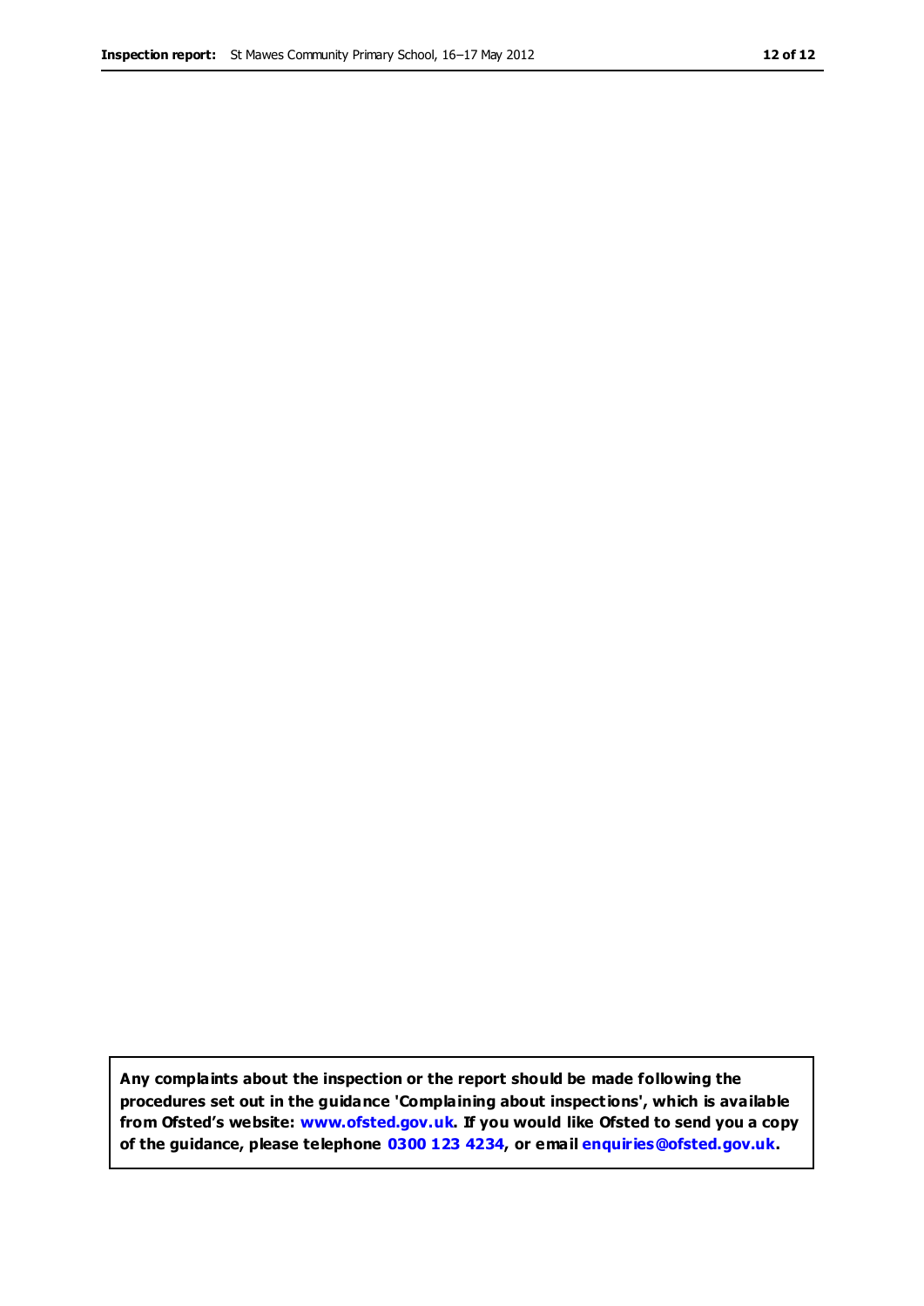**Any complaints about the inspection or the report should be made following the procedures set out in the guidance 'Complaining about inspections', which is available from Ofsted's website: www.ofsted.gov.uk. If you would like Ofsted to send you a copy of the guidance, please telephone 0300 123 4234, or email enquiries@ofsted.gov.uk.**